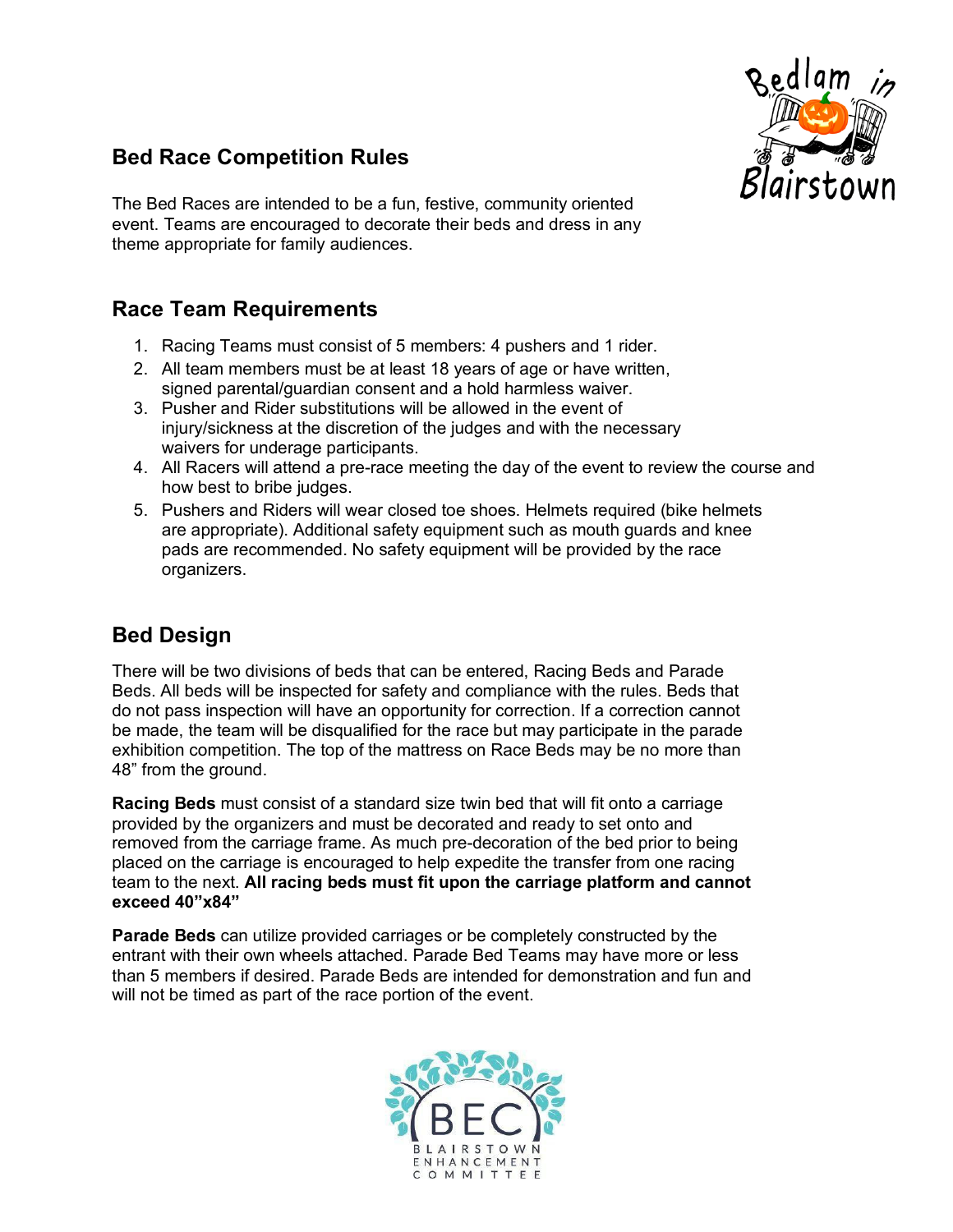## Bed Race Competition Rules

The Bed Races are intended to be a fun, festive, community oriented event. Teams are encouraged to decorate their beds and dress in any theme appropriate for family audiences.

## Race Team Requirements

1. Racing Teams must consist of 5 members: 4 pushers and 1 rider.
2. All team members must be at least 18 years of age or have written, signed parental/guardian consent and a hold harmless waiver.
3. Pusher and Rider substitutions will be allowed in the event of injury/sickness at the discretion of the judges and with the necessary waivers for underage participants.
4. All Racers will attend a pre-race meeting the day of the event to review the course and how best to bribe judges.
5. Pushers and Riders will wear closed toe shoes. Helmets required (bike helmets are appropriate). Additional safety equipment such as mouth guards and knee pads are recommended. No safety equipment will be provided by the race organizers.

## Bed Design

There will be two divisions of beds that can be entered, Racing Beds and Parade Beds. All beds will be inspected for safety and compliance with the rules. Beds that do not pass inspection will have an opportunity for correction. If a correction cannot be made, the team will be disqualified for the race but may participate in the parade exhibition competition. The top of the mattress on Race Beds may be no more than 48" from the ground.

**Racing Beds** must consist of a standard size twin bed that will fit onto a carriage provided by the organizers and must be decorated and ready to set onto and removed from the carriage frame. As much pre-decoration of the bed prior to being placed on the carriage is encouraged to help expedite the transfer from one racing team to the next. **All racing beds must fit upon the carriage platform and cannot exceed 40"x84"**

**Parade Beds** can utilize provided carriages or be completely constructed by the entrant with their own wheels attached. Parade Bed Teams may have more or less than 5 members if desired. Parade Beds are intended for demonstration and fun and will not be timed as part of the race portion of the event.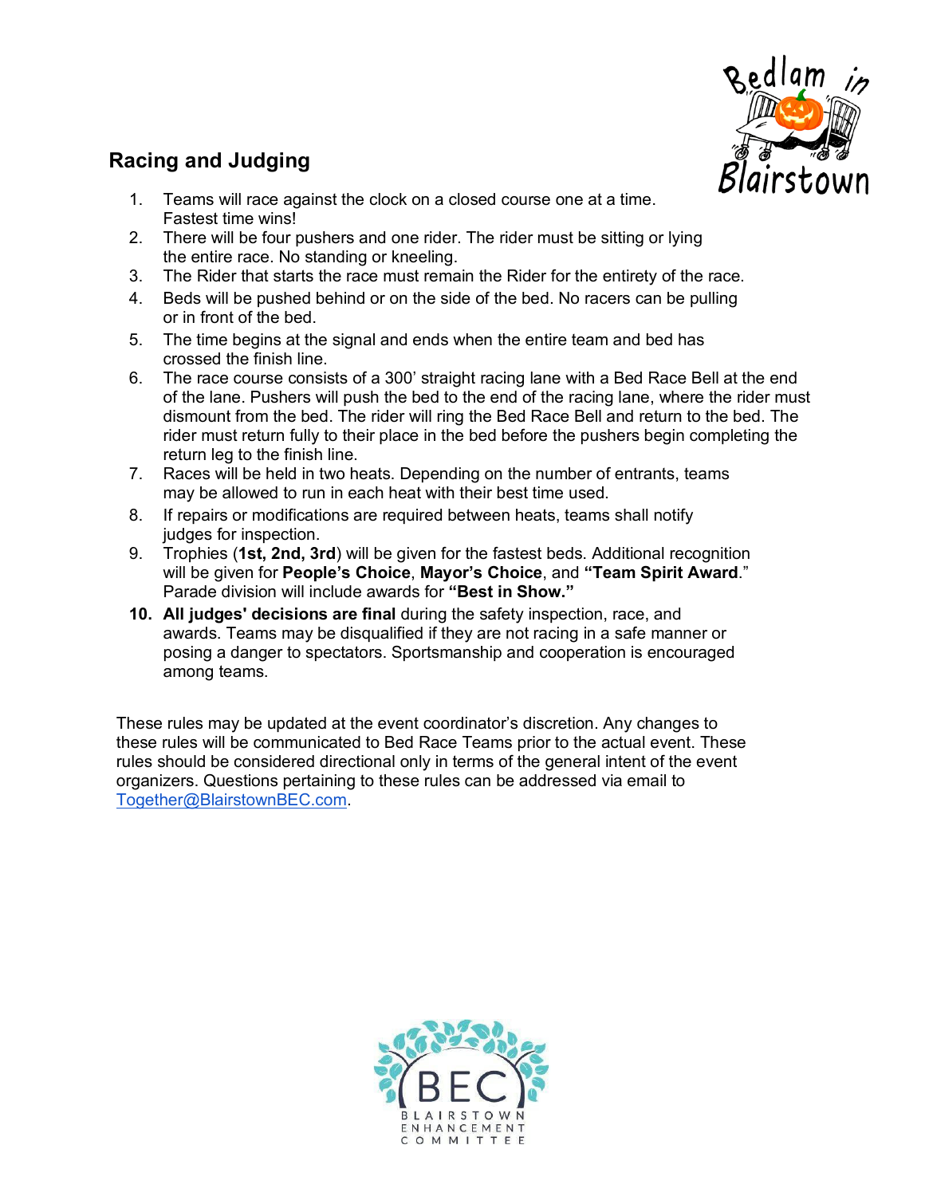## Racing and Judging

1. Teams will race against the clock on a closed course one at a time. Fastest time wins!
2. There will be four pushers and one rider. The rider must be sitting or lying the entire race. No standing or kneeling.
3. The Rider that starts the race must remain the Rider for the entirety of the race.
4. Beds will be pushed behind or on the side of the bed. No racers can be pulling or in front of the bed.
5. The time begins at the signal and ends when the entire team and bed has crossed the finish line.
6. The race course consists of a 300' straight racing lane with a Bed Race Bell at the end of the lane. Pushers will push the bed to the end of the racing lane, where the rider must dismount from the bed. The rider will ring the Bed Race Bell and return to the bed. The rider must return fully to their place in the bed before the pushers begin completing the return leg to the finish line.
7. Races will be held in two heats. Depending on the number of entrants, teams may be allowed to run in each heat with their best time used.
8. If repairs or modifications are required between heats, teams shall notify judges for inspection.
9. Trophies (**1st, 2nd, 3rd**) will be given for the fastest beds. Additional recognition will be given for **People's Choice**, **Mayor's Choice**, and **"Team Spirit Award**." Parade division will include awards for **"Best in Show."**
10. **All judges' decisions are final** during the safety inspection, race, and awards. Teams may be disqualified if they are not racing in a safe manner or posing a danger to spectators. Sportsmanship and cooperation is encouraged among teams.

These rules may be updated at the event coordinator's discretion. Any changes to these rules will be communicated to Bed Race Teams prior to the actual event. These rules should be considered directional only in terms of the general intent of the event organizers. Questions pertaining to these rules can be addressed via email to Together@BlairstownBEC.com.